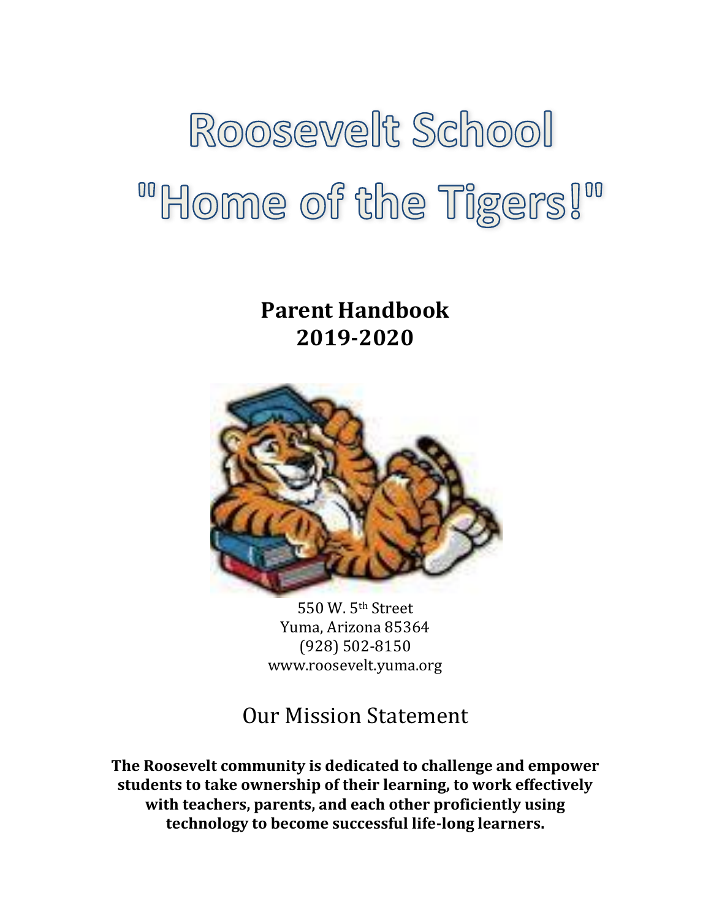# Roosevelt School
# "Home of the Tigers!"

**Parent Handbook**
**2019-2020**

550 W. 5th Street
Yuma, Arizona 85364
(928) 502-8150
www.roosevelt.yuma.org

## Our Mission Statement

**The Roosevelt community is dedicated to challenge and empower students to take ownership of their learning, to work effectively with teachers, parents, and each other proficiently using technology to become successful life-long learners.**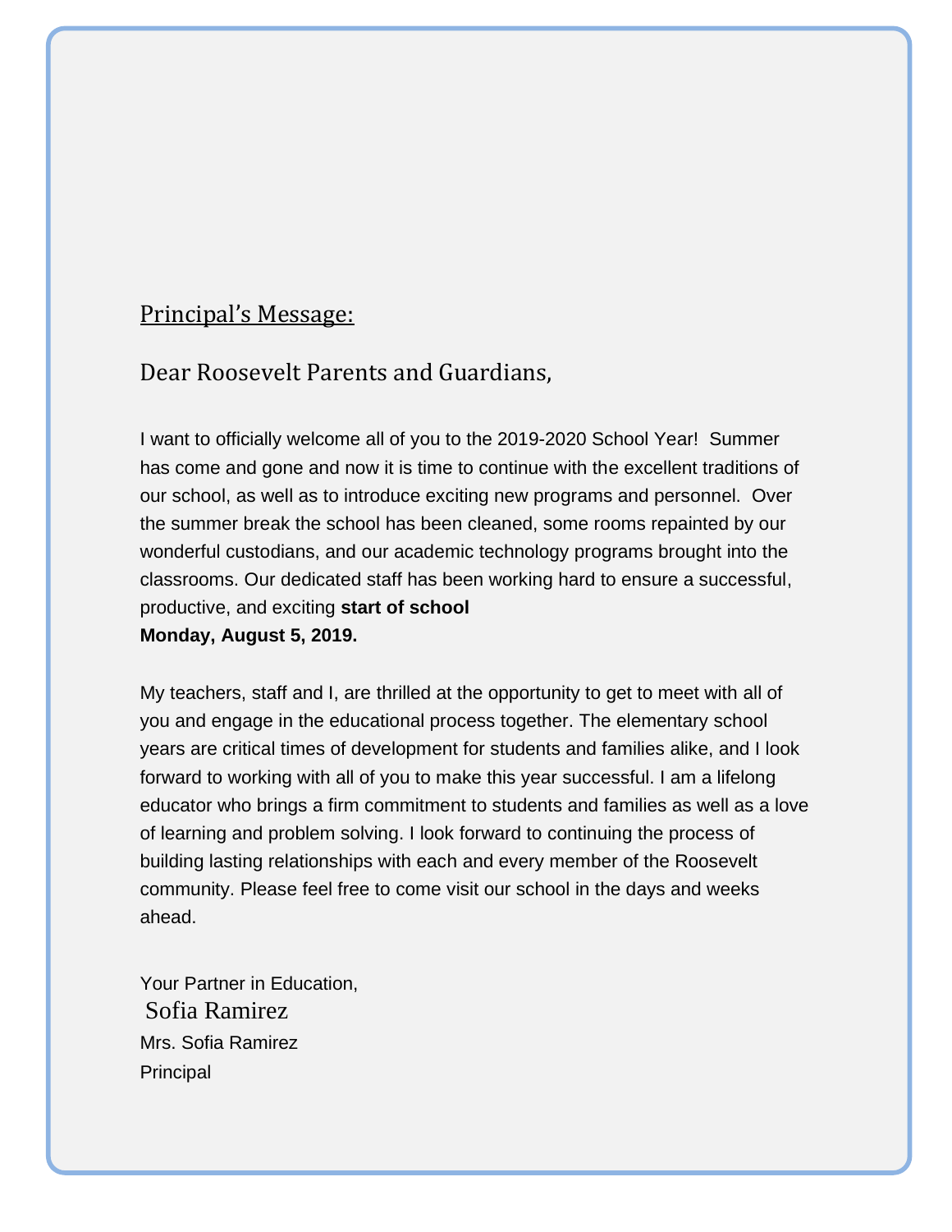## Principal's Message:

Dear Roosevelt Parents and Guardians,

I want to officially welcome all of you to the 2019-2020 School Year! Summer has come and gone and now it is time to continue with the excellent traditions of our school, as well as to introduce exciting new programs and personnel. Over the summer break the school has been cleaned, some rooms repainted by our wonderful custodians, and our academic technology programs brought into the classrooms. Our dedicated staff has been working hard to ensure a successful, productive, and exciting **start of school**
**Monday, August 5, 2019.**

My teachers, staff and I, are thrilled at the opportunity to get to meet with all of you and engage in the educational process together. The elementary school years are critical times of development for students and families alike, and I look forward to working with all of you to make this year successful. I am a lifelong educator who brings a firm commitment to students and families as well as a love of learning and problem solving. I look forward to continuing the process of building lasting relationships with each and every member of the Roosevelt community. Please feel free to come visit our school in the days and weeks ahead.

Your Partner in Education,
Sofia Ramirez
Mrs. Sofia Ramirez
Principal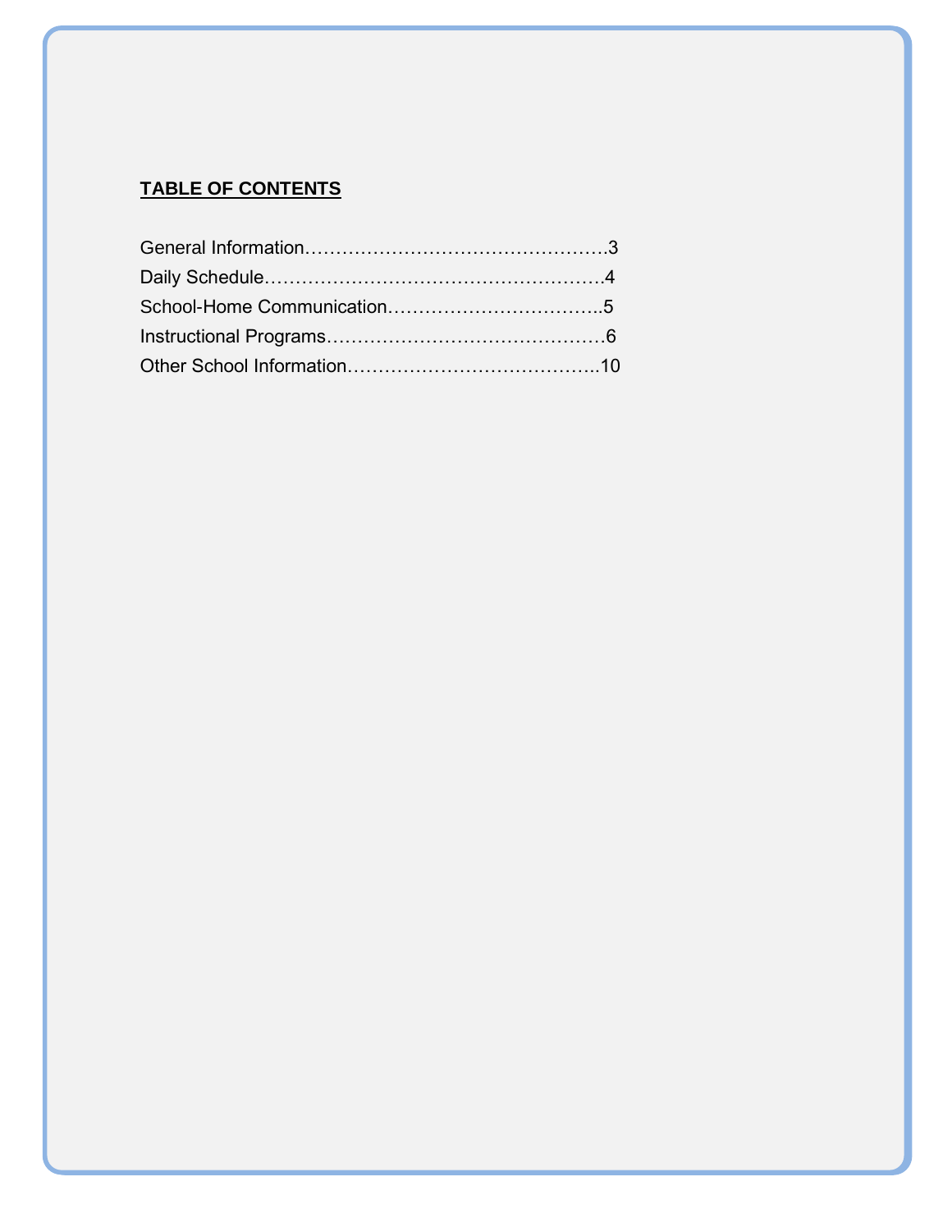## TABLE OF CONTENTS

General Information…………………………………………3

Daily Schedule………………………………………………4

School-Home Communication……………………………..5

Instructional Programs………………………………………6

Other School Information…………………………………..10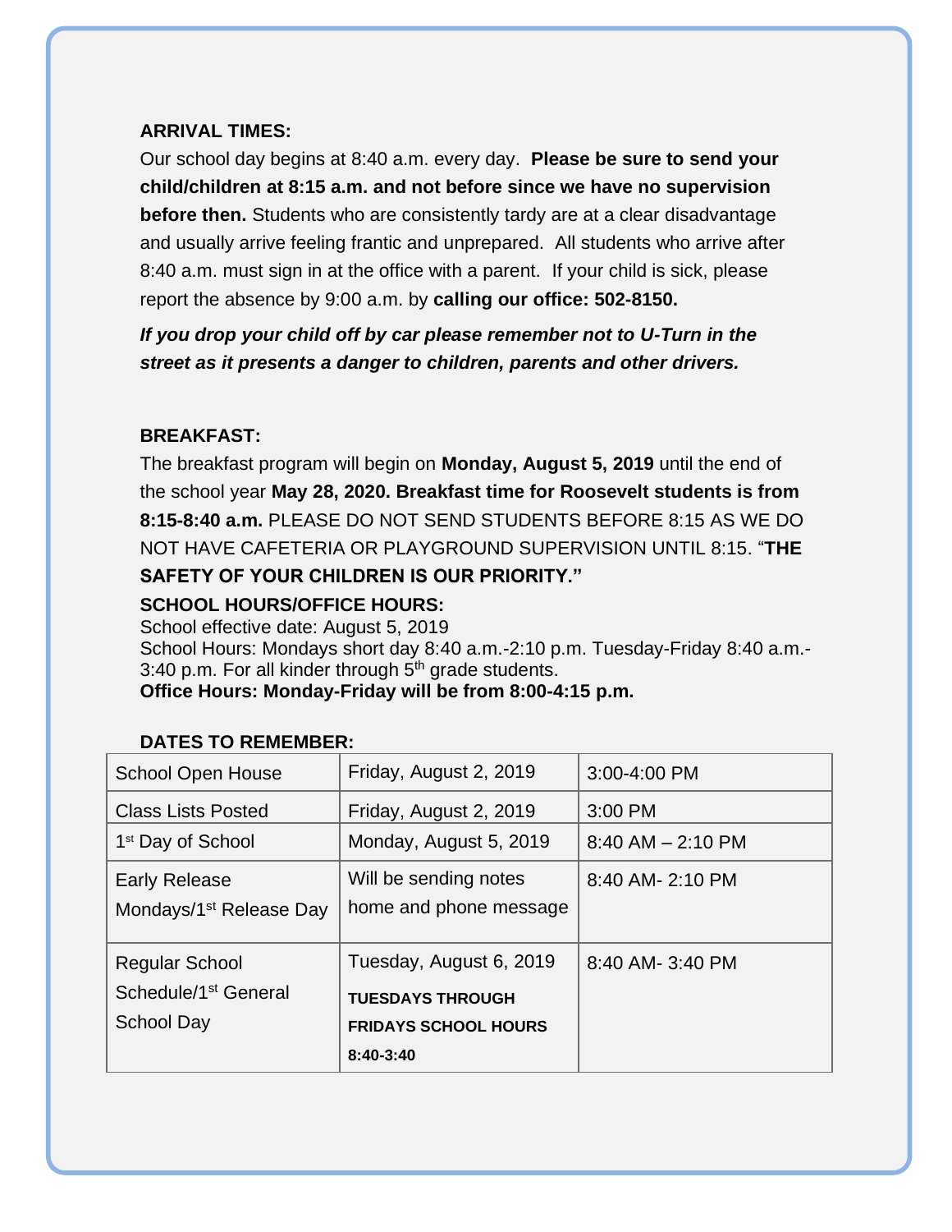**ARRIVAL TIMES:**

Our school day begins at 8:40 a.m. every day. **Please be sure to send your child/children at 8:15 a.m. and not before since we have no supervision before then.** Students who are consistently tardy are at a clear disadvantage and usually arrive feeling frantic and unprepared. All students who arrive after 8:40 a.m. must sign in at the office with a parent. If your child is sick, please report the absence by 9:00 a.m. by **calling our office: 502-8150.**

***If you drop your child off by car please remember not to U-Turn in the street as it presents a danger to children, parents and other drivers.***

**BREAKFAST:**

The breakfast program will begin on **Monday, August 5, 2019** until the end of the school year **May 28, 2020. Breakfast time for Roosevelt students is from 8:15-8:40 a.m.** PLEASE DO NOT SEND STUDENTS BEFORE 8:15 AS WE DO NOT HAVE CAFETERIA OR PLAYGROUND SUPERVISION UNTIL 8:15. "**THE SAFETY OF YOUR CHILDREN IS OUR PRIORITY."**

**SCHOOL HOURS/OFFICE HOURS:**

School effective date: August 5, 2019
School Hours: Mondays short day 8:40 a.m.-2:10 p.m. Tuesday-Friday 8:40 a.m.-3:40 p.m. For all kinder through 5th grade students.
**Office Hours: Monday-Friday will be from 8:00-4:15 p.m.**

**DATES TO REMEMBER:**

| School Open House | Friday, August 2, 2019 | 3:00-4:00 PM |
|---|---|---|
| Class Lists Posted | Friday, August 2, 2019 | 3:00 PM |
| 1st Day of School | Monday, August 5, 2019 | 8:40 AM – 2:10 PM |
| Early Release Mondays/1st Release Day | Will be sending notes home and phone message | 8:40 AM- 2:10 PM |
| Regular School Schedule/1st General School Day | Tuesday, August 6, 2019 **TUESDAYS THROUGH FRIDAYS SCHOOL HOURS 8:40-3:40** | 8:40 AM- 3:40 PM |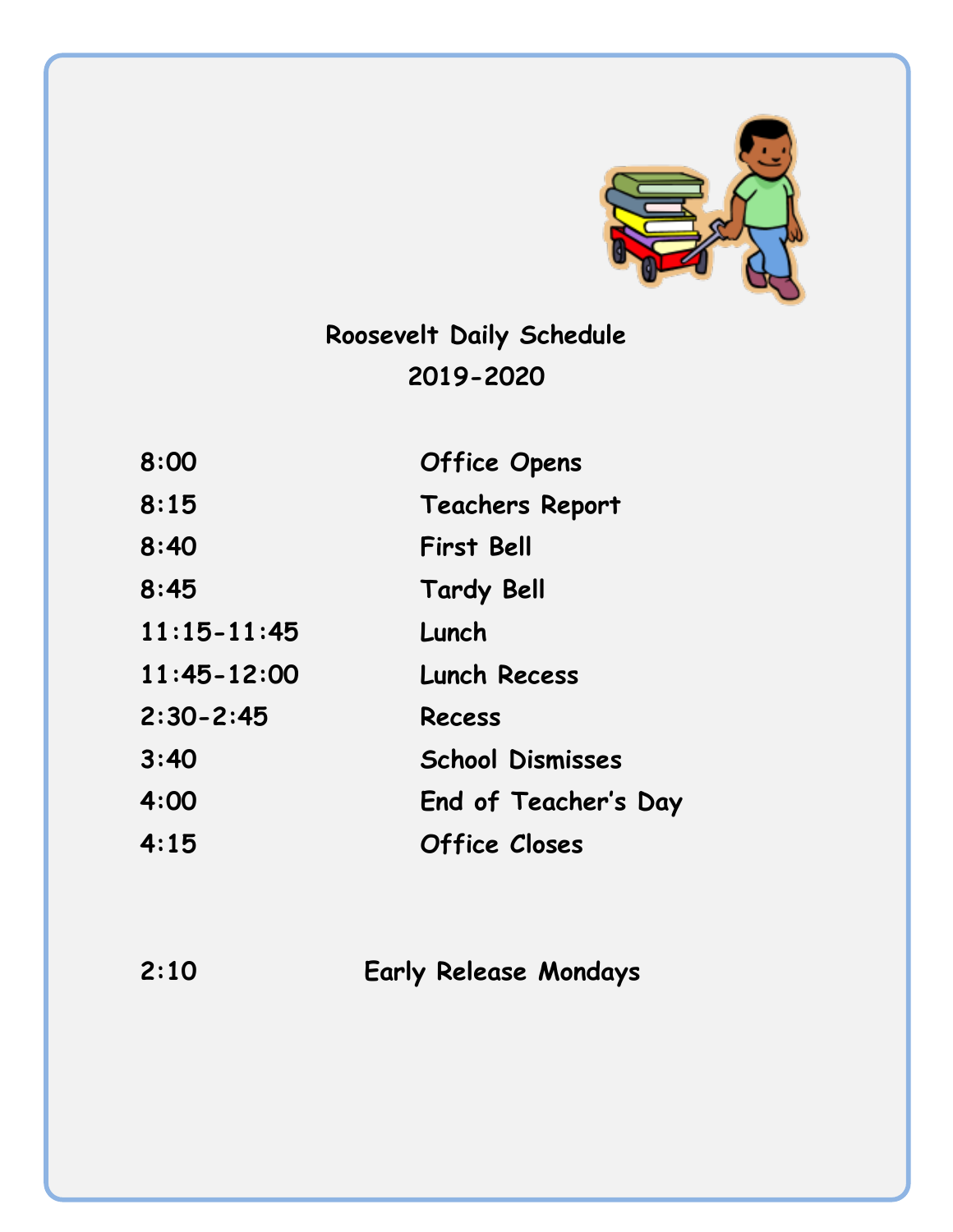# Roosevelt Daily Schedule
## 2019-2020

| | |
|---|---|
| 8:00 | Office Opens |
| 8:15 | Teachers Report |
| 8:40 | First Bell |
| 8:45 | Tardy Bell |
| 11:15-11:45 | Lunch |
| 11:45-12:00 | Lunch Recess |
| 2:30-2:45 | Recess |
| 3:40 | School Dismisses |
| 4:00 | End of Teacher's Day |
| 4:15 | Office Closes |

2:10 Early Release Mondays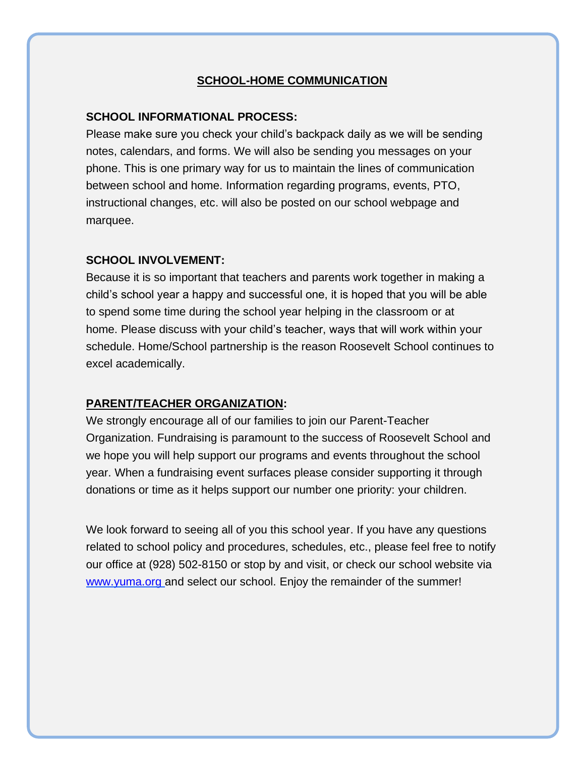# SCHOOL-HOME COMMUNICATION

**SCHOOL INFORMATIONAL PROCESS:**

Please make sure you check your child's backpack daily as we will be sending notes, calendars, and forms. We will also be sending you messages on your phone. This is one primary way for us to maintain the lines of communication between school and home. Information regarding programs, events, PTO, instructional changes, etc. will also be posted on our school webpage and marquee.

**SCHOOL INVOLVEMENT:**

Because it is so important that teachers and parents work together in making a child's school year a happy and successful one, it is hoped that you will be able to spend some time during the school year helping in the classroom or at home. Please discuss with your child's teacher, ways that will work within your schedule. Home/School partnership is the reason Roosevelt School continues to excel academically.

**PARENT/TEACHER ORGANIZATION:**

We strongly encourage all of our families to join our Parent-Teacher Organization. Fundraising is paramount to the success of Roosevelt School and we hope you will help support our programs and events throughout the school year. When a fundraising event surfaces please consider supporting it through donations or time as it helps support our number one priority: your children.

We look forward to seeing all of you this school year. If you have any questions related to school policy and procedures, schedules, etc., please feel free to notify our office at (928) 502-8150 or stop by and visit, or check our school website via [www.yuma.org](http://www.yuma.org) and select our school. Enjoy the remainder of the summer!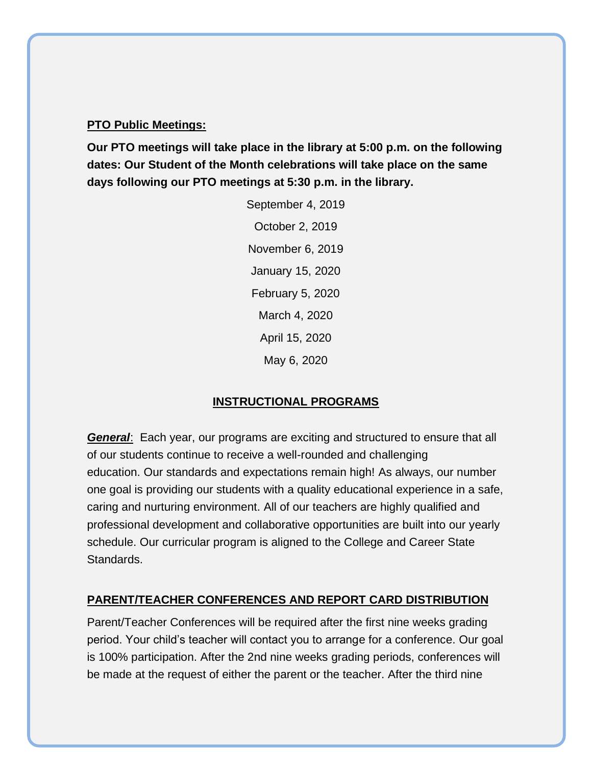**PTO Public Meetings:**

**Our PTO meetings will take place in the library at 5:00 p.m. on the following dates: Our Student of the Month celebrations will take place on the same days following our PTO meetings at 5:30 p.m. in the library.**

September 4, 2019

October 2, 2019

November 6, 2019

January 15, 2020

February 5, 2020

March 4, 2020

April 15, 2020

May 6, 2020

## INSTRUCTIONAL PROGRAMS

***General***: Each year, our programs are exciting and structured to ensure that all of our students continue to receive a well-rounded and challenging education. Our standards and expectations remain high! As always, our number one goal is providing our students with a quality educational experience in a safe, caring and nurturing environment. All of our teachers are highly qualified and professional development and collaborative opportunities are built into our yearly schedule. Our curricular program is aligned to the College and Career State Standards.

## PARENT/TEACHER CONFERENCES AND REPORT CARD DISTRIBUTION

Parent/Teacher Conferences will be required after the first nine weeks grading period. Your child's teacher will contact you to arrange for a conference. Our goal is 100% participation. After the 2nd nine weeks grading periods, conferences will be made at the request of either the parent or the teacher. After the third nine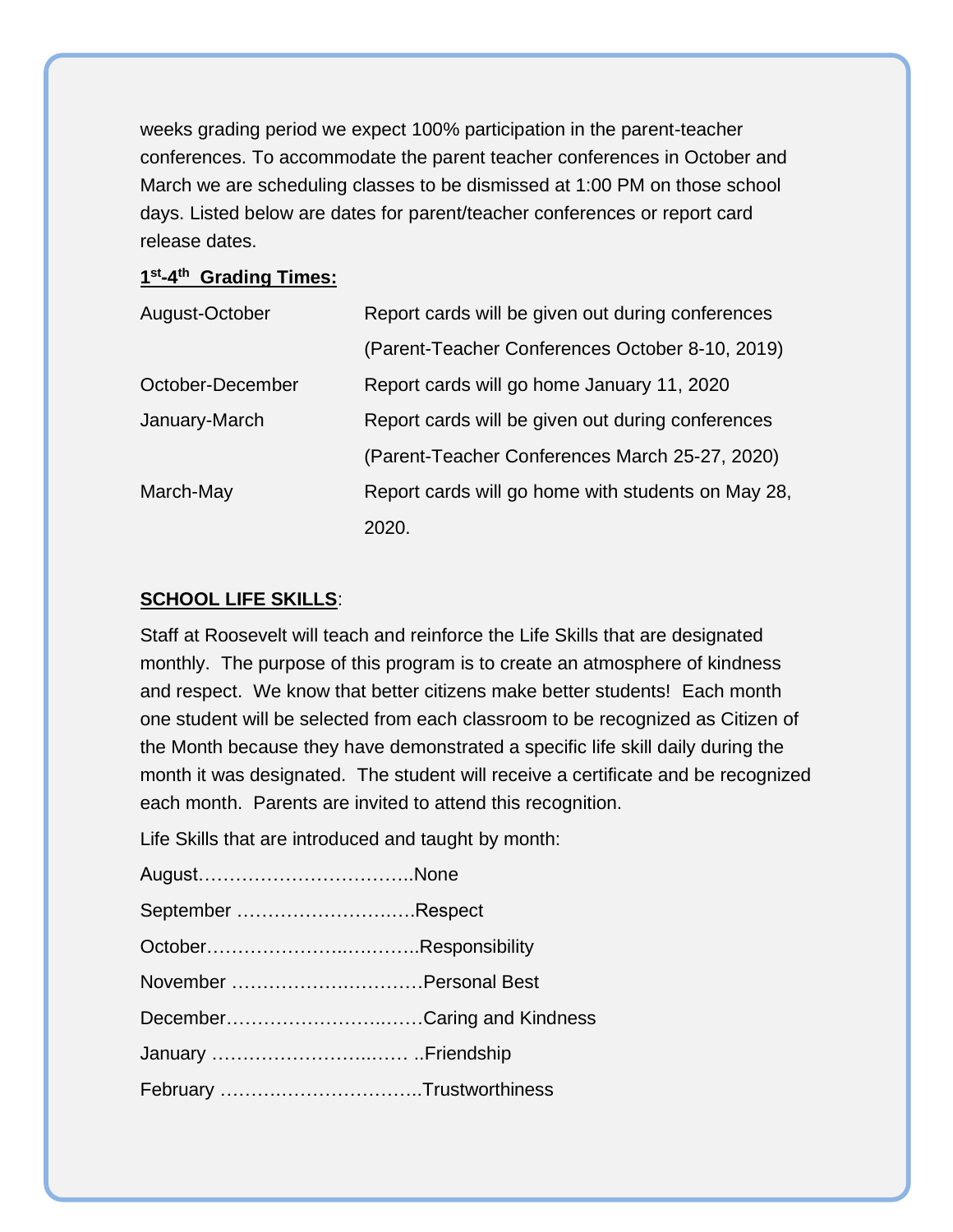weeks grading period we expect 100% participation in the parent-teacher conferences. To accommodate the parent teacher conferences in October and March we are scheduling classes to be dismissed at 1:00 PM on those school days. Listed below are dates for parent/teacher conferences or report card release dates.

**1st-4th Grading Times:**

| | |
|---|---|
| August-October | Report cards will be given out during conferences (Parent-Teacher Conferences October 8-10, 2019) |
| October-December | Report cards will go home January 11, 2020 |
| January-March | Report cards will be given out during conferences (Parent-Teacher Conferences March 25-27, 2020) |
| March-May | Report cards will go home with students on May 28, 2020. |

**SCHOOL LIFE SKILLS**:

Staff at Roosevelt will teach and reinforce the Life Skills that are designated monthly. The purpose of this program is to create an atmosphere of kindness and respect. We know that better citizens make better students! Each month one student will be selected from each classroom to be recognized as Citizen of the Month because they have demonstrated a specific life skill daily during the month it was designated. The student will receive a certificate and be recognized each month. Parents are invited to attend this recognition.

Life Skills that are introduced and taught by month:

August……………………………..None

September ……………………….Respect

October………………..………..Responsibility

November ………………….………Personal Best

December…………………..……Caring and Kindness

January ……………………..…… ..Friendship

February …………………………..Trustworthiness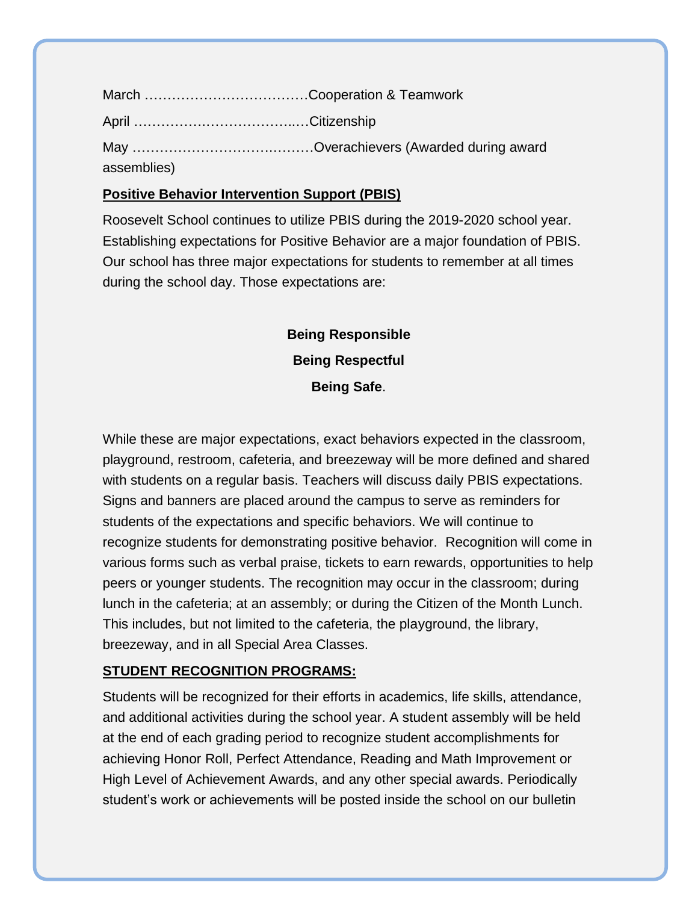March ………………………………Cooperation & Teamwork

April …………….…………….…..…Citizenship

May …………………………….……Overachievers (Awarded during award assemblies)

**Positive Behavior Intervention Support (PBIS)**

Roosevelt School continues to utilize PBIS during the 2019-2020 school year. Establishing expectations for Positive Behavior are a major foundation of PBIS. Our school has three major expectations for students to remember at all times during the school day. Those expectations are:

**Being Responsible**

**Being Respectful**

**Being Safe**.

While these are major expectations, exact behaviors expected in the classroom, playground, restroom, cafeteria, and breezeway will be more defined and shared with students on a regular basis. Teachers will discuss daily PBIS expectations. Signs and banners are placed around the campus to serve as reminders for students of the expectations and specific behaviors. We will continue to recognize students for demonstrating positive behavior. Recognition will come in various forms such as verbal praise, tickets to earn rewards, opportunities to help peers or younger students. The recognition may occur in the classroom; during lunch in the cafeteria; at an assembly; or during the Citizen of the Month Lunch. This includes, but not limited to the cafeteria, the playground, the library, breezeway, and in all Special Area Classes.

**STUDENT RECOGNITION PROGRAMS:**

Students will be recognized for their efforts in academics, life skills, attendance, and additional activities during the school year. A student assembly will be held at the end of each grading period to recognize student accomplishments for achieving Honor Roll, Perfect Attendance, Reading and Math Improvement or High Level of Achievement Awards, and any other special awards. Periodically student's work or achievements will be posted inside the school on our bulletin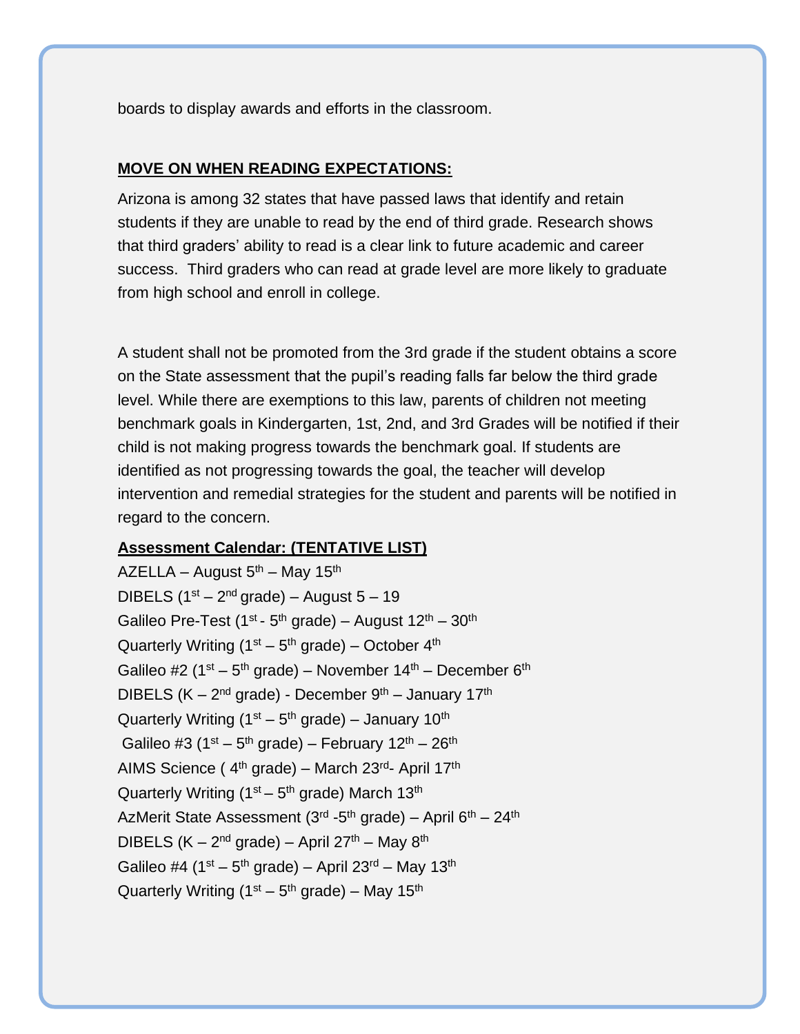boards to display awards and efforts in the classroom.

**MOVE ON WHEN READING EXPECTATIONS:**

Arizona is among 32 states that have passed laws that identify and retain students if they are unable to read by the end of third grade. Research shows that third graders' ability to read is a clear link to future academic and career success. Third graders who can read at grade level are more likely to graduate from high school and enroll in college.

A student shall not be promoted from the 3rd grade if the student obtains a score on the State assessment that the pupil's reading falls far below the third grade level. While there are exemptions to this law, parents of children not meeting benchmark goals in Kindergarten, 1st, 2nd, and 3rd Grades will be notified if their child is not making progress towards the benchmark goal. If students are identified as not progressing towards the goal, the teacher will develop intervention and remedial strategies for the student and parents will be notified in regard to the concern.

**Assessment Calendar: (TENTATIVE LIST)**

AZELLA – August 5th – May 15th
DIBELS (1st – 2nd grade) – August 5 – 19
Galileo Pre-Test (1st - 5th grade) – August 12th – 30th
Quarterly Writing (1st – 5th grade) – October 4th
Galileo #2 (1st – 5th grade) – November 14th – December 6th
DIBELS (K – 2nd grade) - December 9th – January 17th
Quarterly Writing (1st – 5th grade) – January 10th
Galileo #3 (1st – 5th grade) – February 12th – 26th
AIMS Science ( 4th grade) – March 23rd- April 17th
Quarterly Writing (1st – 5th grade) March 13th
AzMerit State Assessment (3rd -5th grade) – April 6th – 24th
DIBELS (K – 2nd grade) – April 27th – May 8th
Galileo #4 (1st – 5th grade) – April 23rd – May 13th
Quarterly Writing (1st – 5th grade) – May 15th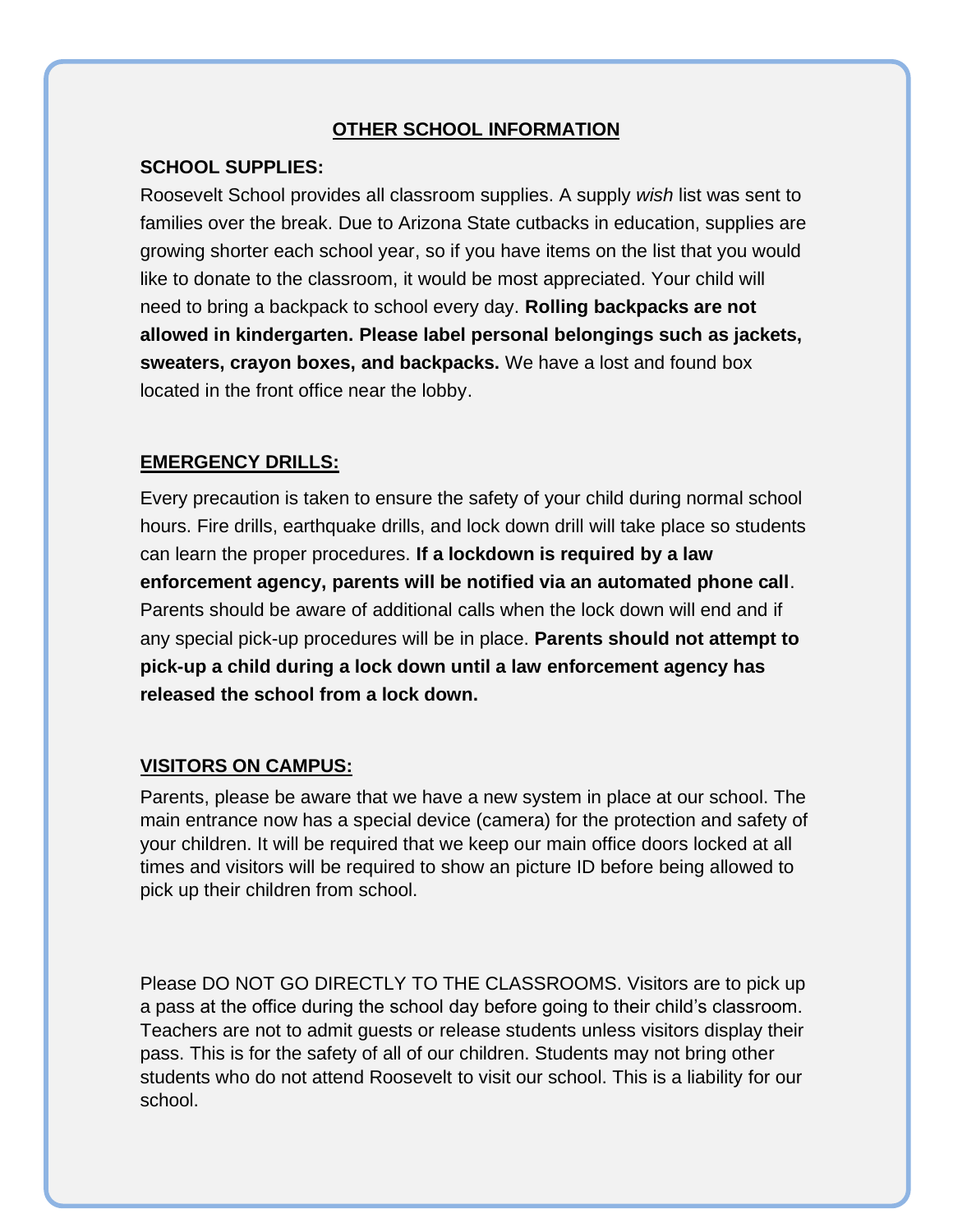## OTHER SCHOOL INFORMATION

**SCHOOL SUPPLIES:**

Roosevelt School provides all classroom supplies. A supply *wish* list was sent to families over the break. Due to Arizona State cutbacks in education, supplies are growing shorter each school year, so if you have items on the list that you would like to donate to the classroom, it would be most appreciated. Your child will need to bring a backpack to school every day. **Rolling backpacks are not allowed in kindergarten. Please label personal belongings such as jackets, sweaters, crayon boxes, and backpacks.** We have a lost and found box located in the front office near the lobby.

**EMERGENCY DRILLS:**

Every precaution is taken to ensure the safety of your child during normal school hours. Fire drills, earthquake drills, and lock down drill will take place so students can learn the proper procedures. **If a lockdown is required by a law enforcement agency, parents will be notified via an automated phone call**. Parents should be aware of additional calls when the lock down will end and if any special pick-up procedures will be in place. **Parents should not attempt to pick-up a child during a lock down until a law enforcement agency has released the school from a lock down.**

**VISITORS ON CAMPUS:**

Parents, please be aware that we have a new system in place at our school. The main entrance now has a special device (camera) for the protection and safety of your children. It will be required that we keep our main office doors locked at all times and visitors will be required to show an picture ID before being allowed to pick up their children from school.

Please DO NOT GO DIRECTLY TO THE CLASSROOMS. Visitors are to pick up a pass at the office during the school day before going to their child's classroom. Teachers are not to admit guests or release students unless visitors display their pass. This is for the safety of all of our children. Students may not bring other students who do not attend Roosevelt to visit our school. This is a liability for our school.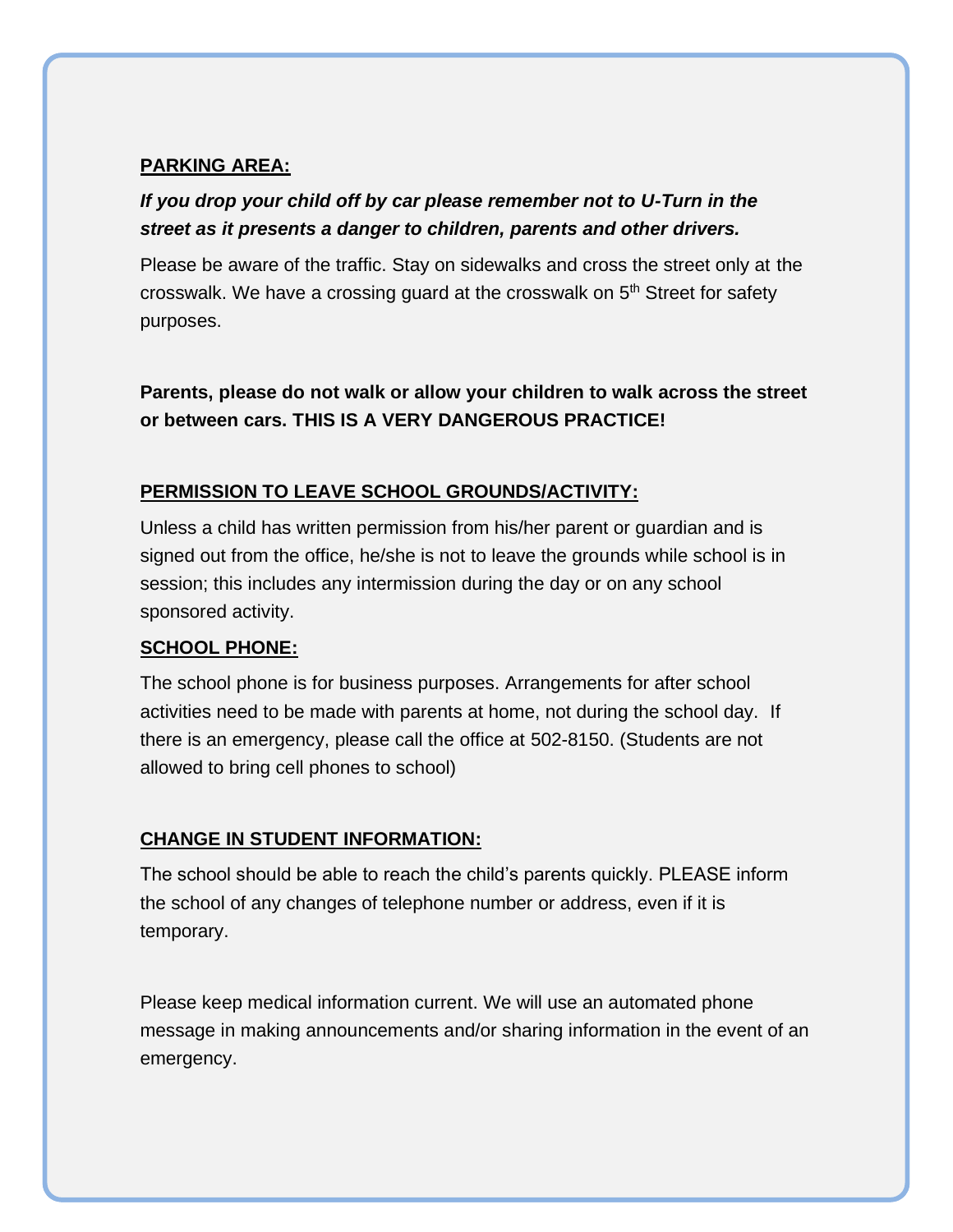**PARKING AREA:**

***If you drop your child off by car please remember not to U-Turn in the street as it presents a danger to children, parents and other drivers.***

Please be aware of the traffic. Stay on sidewalks and cross the street only at the crosswalk. We have a crossing guard at the crosswalk on 5th Street for safety purposes.

**Parents, please do not walk or allow your children to walk across the street or between cars. THIS IS A VERY DANGEROUS PRACTICE!**

**PERMISSION TO LEAVE SCHOOL GROUNDS/ACTIVITY:**

Unless a child has written permission from his/her parent or guardian and is signed out from the office, he/she is not to leave the grounds while school is in session; this includes any intermission during the day or on any school sponsored activity.

**SCHOOL PHONE:**

The school phone is for business purposes. Arrangements for after school activities need to be made with parents at home, not during the school day. If there is an emergency, please call the office at 502-8150. (Students are not allowed to bring cell phones to school)

**CHANGE IN STUDENT INFORMATION:**

The school should be able to reach the child's parents quickly. PLEASE inform the school of any changes of telephone number or address, even if it is temporary.

Please keep medical information current. We will use an automated phone message in making announcements and/or sharing information in the event of an emergency.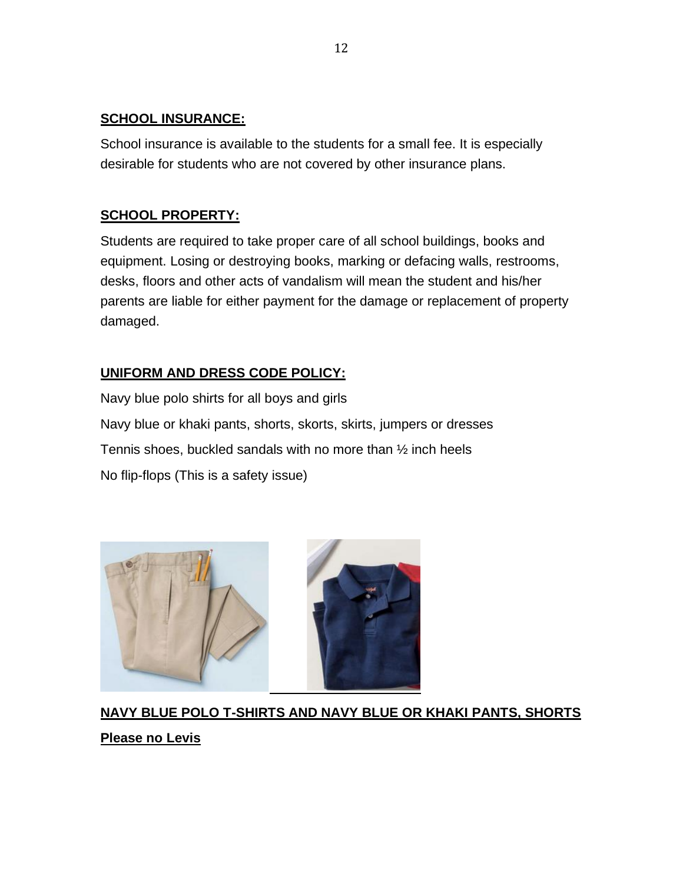## SCHOOL INSURANCE:

School insurance is available to the students for a small fee. It is especially desirable for students who are not covered by other insurance plans.

## SCHOOL PROPERTY:

Students are required to take proper care of all school buildings, books and equipment. Losing or destroying books, marking or defacing walls, restrooms, desks, floors and other acts of vandalism will mean the student and his/her parents are liable for either payment for the damage or replacement of property damaged.

## UNIFORM AND DRESS CODE POLICY:

Navy blue polo shirts for all boys and girls

Navy blue or khaki pants, shorts, skorts, skirts, jumpers or dresses

Tennis shoes, buckled sandals with no more than ½ inch heels

No flip-flops (This is a safety issue)

**NAVY BLUE POLO T-SHIRTS AND NAVY BLUE OR KHAKI PANTS, SHORTS**

**Please no Levis**